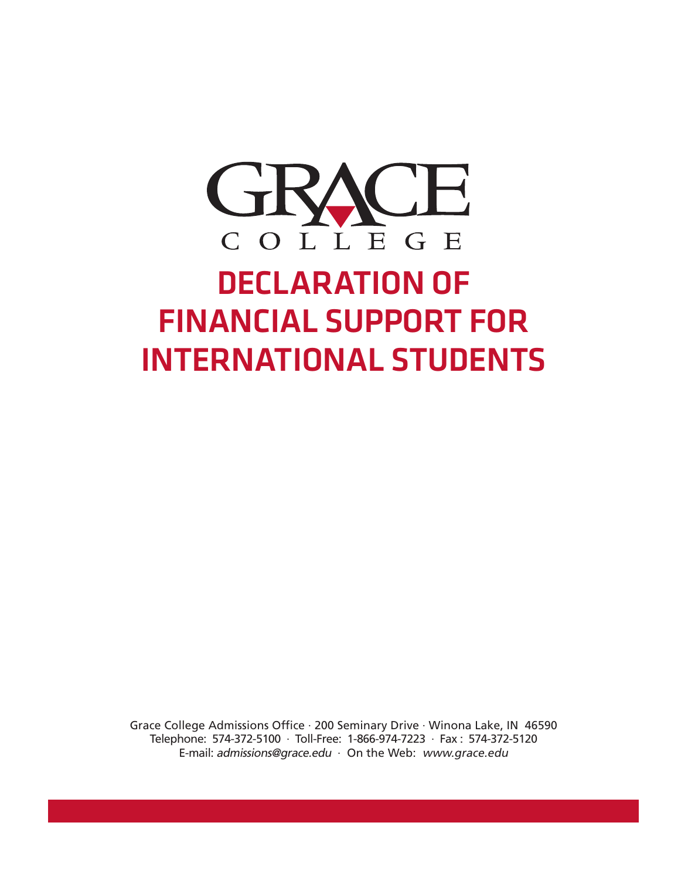# GRACE COLLEGE

# DECLARATION OF FINANCIAL SUPPORT FOR INTERNATIONAL STUDENTS

Grace College Admissions Office · 200 Seminary Drive · Winona Lake, IN 46590
Telephone: 574-372-5100 · Toll-Free: 1-866-974-7223 · Fax : 574-372-5120
E-mail: *admissions@grace.edu* · On the Web: *www.grace.edu*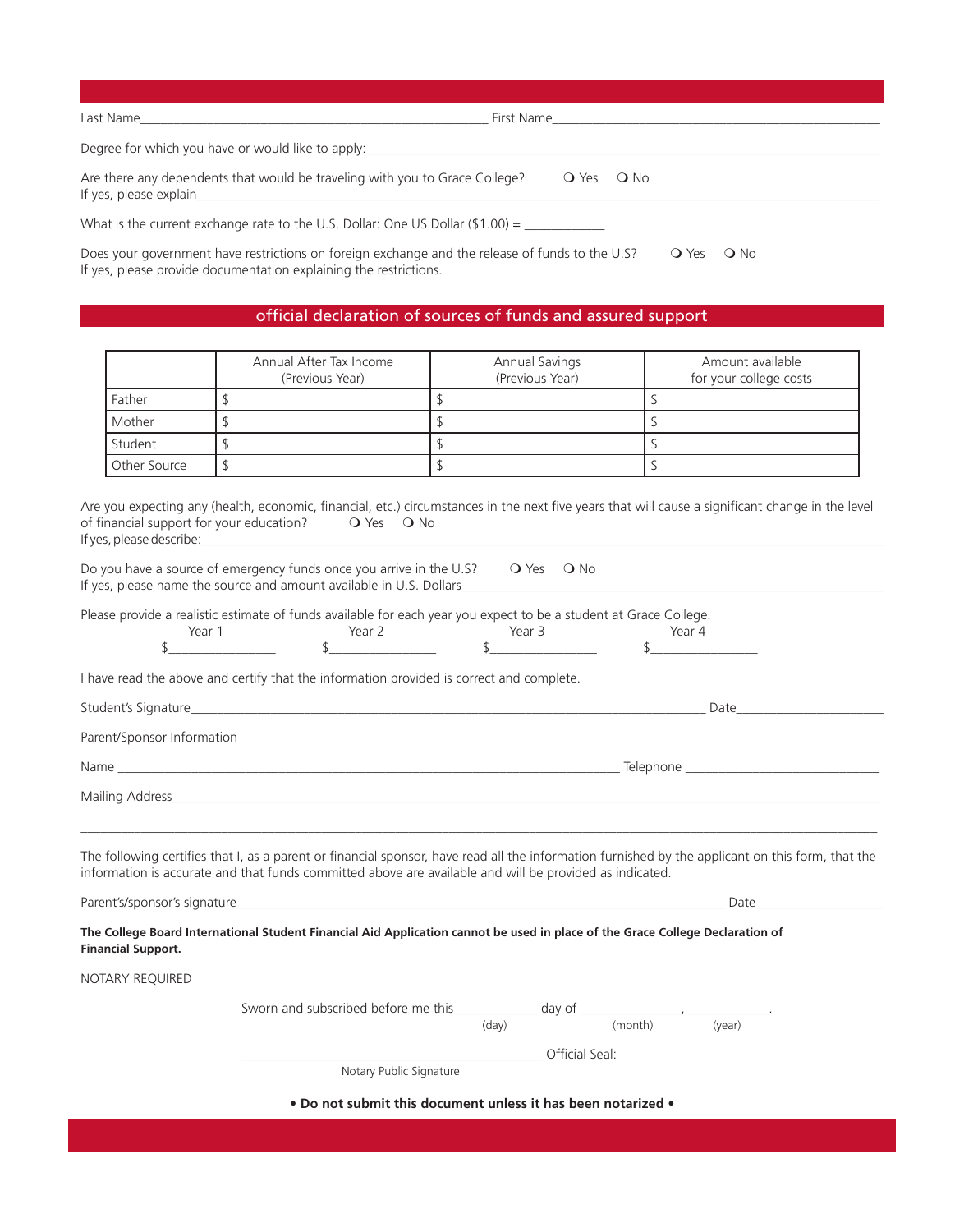Last Name\_\_\_\_\_\_\_\_\_\_\_\_\_\_\_\_\_\_\_\_\_\_\_\_\_\_\_\_\_\_\_\_\_\_\_\_\_\_\_\_ First Name\_\_\_\_\_\_\_\_\_\_\_\_\_\_\_\_\_\_\_\_\_\_\_\_\_\_\_\_\_\_\_\_\_\_\_\_\_\_\_\_

Degree for which you have or would like to apply:\_\_\_\_\_\_\_\_\_\_\_\_\_\_\_\_\_\_\_\_\_\_\_\_\_\_\_\_\_\_\_\_\_\_\_\_\_\_\_\_\_\_\_\_\_\_\_\_

Are there any dependents that would be traveling with you to Grace College? ❍ Yes ❍ No
If yes, please explain\_\_\_\_\_\_\_\_\_\_\_\_\_\_\_\_\_\_\_\_\_\_\_\_\_\_\_\_\_\_\_\_\_\_\_\_\_\_\_\_\_\_\_\_\_\_\_\_\_\_\_\_\_\_\_\_\_\_\_\_

What is the current exchange rate to the U.S. Dollar: One US Dollar ($1.00) = \_\_\_\_\_\_\_\_\_\_\_\_

Does your government have restrictions on foreign exchange and the release of funds to the U.S? ❍ Yes ❍ No
If yes, please provide documentation explaining the restrictions.

## official declaration of sources of funds and assured support

| | Annual After Tax Income (Previous Year) | Annual Savings (Previous Year) | Amount available for your college costs |
|---|---|---|---|
| Father | $ | $ | $ |
| Mother | $ | $ | $ |
| Student | $ | $ | $ |
| Other Source | $ | $ | $ |

Are you expecting any (health, economic, financial, etc.) circumstances in the next five years that will cause a significant change in the level of financial support for your education? ❍ Yes ❍ No
If yes, please describe:\_\_\_\_\_\_\_\_\_\_\_\_\_\_\_\_\_\_\_\_\_\_\_\_\_\_\_\_\_\_\_\_\_\_\_\_\_\_\_\_\_\_\_\_\_\_\_\_\_\_\_\_\_\_\_\_\_\_\_\_

Do you have a source of emergency funds once you arrive in the U.S? ❍ Yes ❍ No
If yes, please name the source and amount available in U.S. Dollars\_\_\_\_\_\_\_\_\_\_\_\_\_\_\_\_\_\_\_\_\_\_\_\_\_\_\_\_\_\_\_\_\_\_\_\_\_\_\_\_

Please provide a realistic estimate of funds available for each year you expect to be a student at Grace College.

| Year 1 | Year 2 | Year 3 | Year 4 |
|---|---|---|---|
| $\_\_\_\_\_\_\_\_\_\_\_\_ | $\_\_\_\_\_\_\_\_\_\_\_\_ | $\_\_\_\_\_\_\_\_\_\_\_\_ | $\_\_\_\_\_\_\_\_\_\_\_\_ |

I have read the above and certify that the information provided is correct and complete.

Student's Signature\_\_\_\_\_\_\_\_\_\_\_\_\_\_\_\_\_\_\_\_\_\_\_\_\_\_\_\_\_\_\_\_\_\_\_\_\_\_\_\_\_\_\_\_\_\_\_\_ Date\_\_\_\_\_\_\_\_\_\_\_\_\_\_\_\_\_\_\_\_

Parent/Sponsor Information

Name \_\_\_\_\_\_\_\_\_\_\_\_\_\_\_\_\_\_\_\_\_\_\_\_\_\_\_\_\_\_\_\_\_\_\_\_\_\_\_\_\_\_\_\_\_\_\_\_ Telephone \_\_\_\_\_\_\_\_\_\_\_\_\_\_\_\_\_\_\_\_\_\_\_\_\_\_\_\_

Mailing Address\_\_\_\_\_\_\_\_\_\_\_\_\_\_\_\_\_\_\_\_\_\_\_\_\_\_\_\_\_\_\_\_\_\_\_\_\_\_\_\_\_\_\_\_\_\_\_\_\_\_\_\_\_\_\_\_\_\_\_\_\_\_\_\_\_\_

\_\_\_\_\_\_\_\_\_\_\_\_\_\_\_\_\_\_\_\_\_\_\_\_\_\_\_\_\_\_\_\_\_\_\_\_\_\_\_\_\_\_\_\_\_\_\_\_\_\_\_\_\_\_\_\_\_\_\_\_\_\_\_\_\_\_\_\_\_\_\_\_\_\_\_\_\_\_\_\_\_\_

The following certifies that I, as a parent or financial sponsor, have read all the information furnished by the applicant on this form, that the information is accurate and that funds committed above are available and will be provided as indicated.

Parent's/sponsor's signature\_\_\_\_\_\_\_\_\_\_\_\_\_\_\_\_\_\_\_\_\_\_\_\_\_\_\_\_\_\_\_\_\_\_\_\_\_\_\_\_\_\_\_\_\_\_\_\_ Date\_\_\_\_\_\_\_\_\_\_\_\_\_\_\_\_\_\_

**The College Board International Student Financial Aid Application cannot be used in place of the Grace College Declaration of Financial Support.**

NOTARY REQUIRED

Sworn and subscribed before me this \_\_\_\_\_\_\_\_\_\_\_ day of \_\_\_\_\_\_\_\_\_\_\_\_\_\_, \_\_\_\_\_\_\_\_\_\_\_\_.
(day) (month) (year)

\_\_\_\_\_\_\_\_\_\_\_\_\_\_\_\_\_\_\_\_\_\_\_\_\_\_\_\_\_\_\_\_\_\_\_\_\_\_\_\_ Official Seal:
Notary Public Signature

**• Do not submit this document unless it has been notarized •**